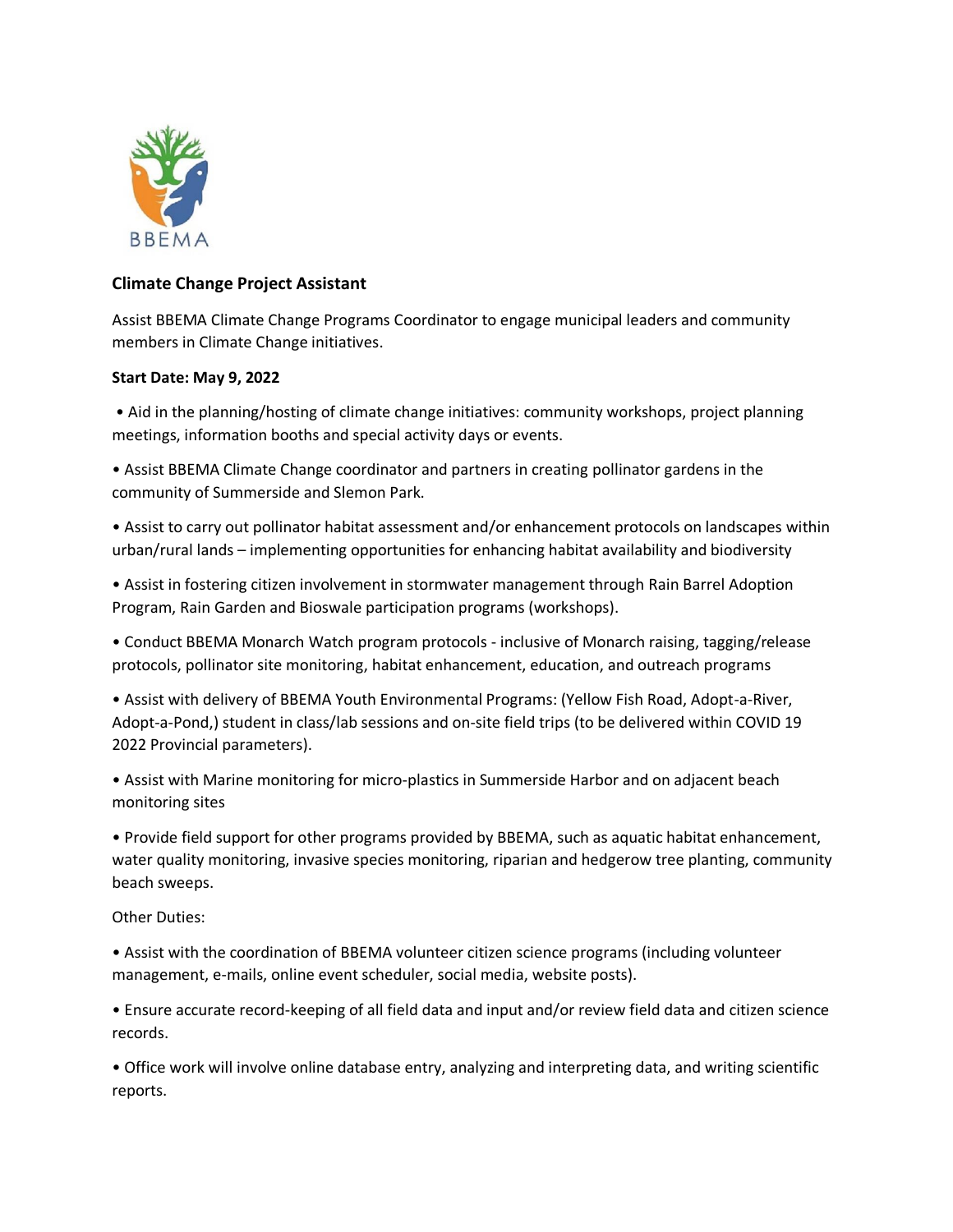BBEMA

## Climate Change Project Assistant

Assist BBEMA Climate Change Programs Coordinator to engage municipal leaders and community members in Climate Change initiatives.

**Start Date: May 9, 2022**

- Aid in the planning/hosting of climate change initiatives: community workshops, project planning meetings, information booths and special activity days or events.
- Assist BBEMA Climate Change coordinator and partners in creating pollinator gardens in the community of Summerside and Slemon Park.
- Assist to carry out pollinator habitat assessment and/or enhancement protocols on landscapes within urban/rural lands – implementing opportunities for enhancing habitat availability and biodiversity
- Assist in fostering citizen involvement in stormwater management through Rain Barrel Adoption Program, Rain Garden and Bioswale participation programs (workshops).
- Conduct BBEMA Monarch Watch program protocols - inclusive of Monarch raising, tagging/release protocols, pollinator site monitoring, habitat enhancement, education, and outreach programs
- Assist with delivery of BBEMA Youth Environmental Programs: (Yellow Fish Road, Adopt-a-River, Adopt-a-Pond,) student in class/lab sessions and on-site field trips (to be delivered within COVID 19 2022 Provincial parameters).
- Assist with Marine monitoring for micro-plastics in Summerside Harbor and on adjacent beach monitoring sites
- Provide field support for other programs provided by BBEMA, such as aquatic habitat enhancement, water quality monitoring, invasive species monitoring, riparian and hedgerow tree planting, community beach sweeps.

Other Duties:

- Assist with the coordination of BBEMA volunteer citizen science programs (including volunteer management, e-mails, online event scheduler, social media, website posts).
- Ensure accurate record-keeping of all field data and input and/or review field data and citizen science records.
- Office work will involve online database entry, analyzing and interpreting data, and writing scientific reports.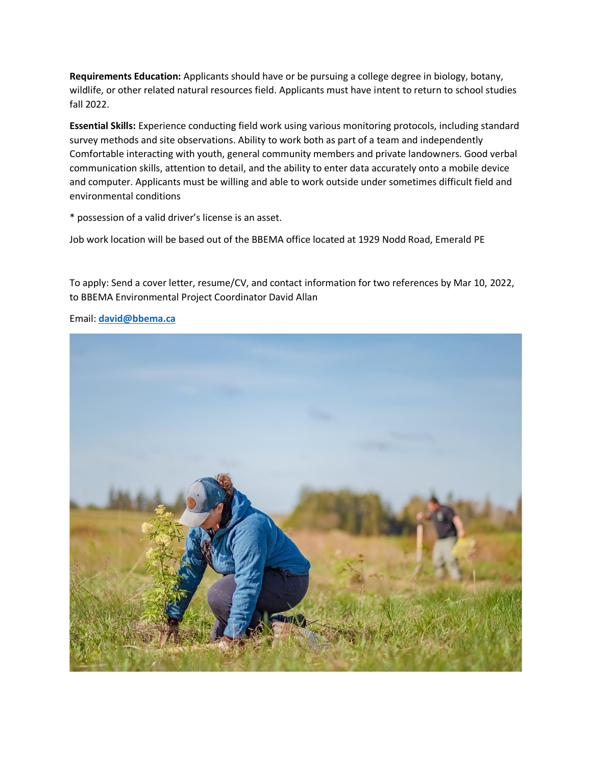**Requirements Education:** Applicants should have or be pursuing a college degree in biology, botany, wildlife, or other related natural resources field. Applicants must have intent to return to school studies fall 2022.

**Essential Skills:** Experience conducting field work using various monitoring protocols, including standard survey methods and site observations. Ability to work both as part of a team and independently Comfortable interacting with youth, general community members and private landowners. Good verbal communication skills, attention to detail, and the ability to enter data accurately onto a mobile device and computer. Applicants must be willing and able to work outside under sometimes difficult field and environmental conditions

* possession of a valid driver's license is an asset.

Job work location will be based out of the BBEMA office located at 1929 Nodd Road, Emerald PE

To apply: Send a cover letter, resume/CV, and contact information for two references by Mar 10, 2022, to BBEMA Environmental Project Coordinator David Allan

Email: **david@bbema.ca**